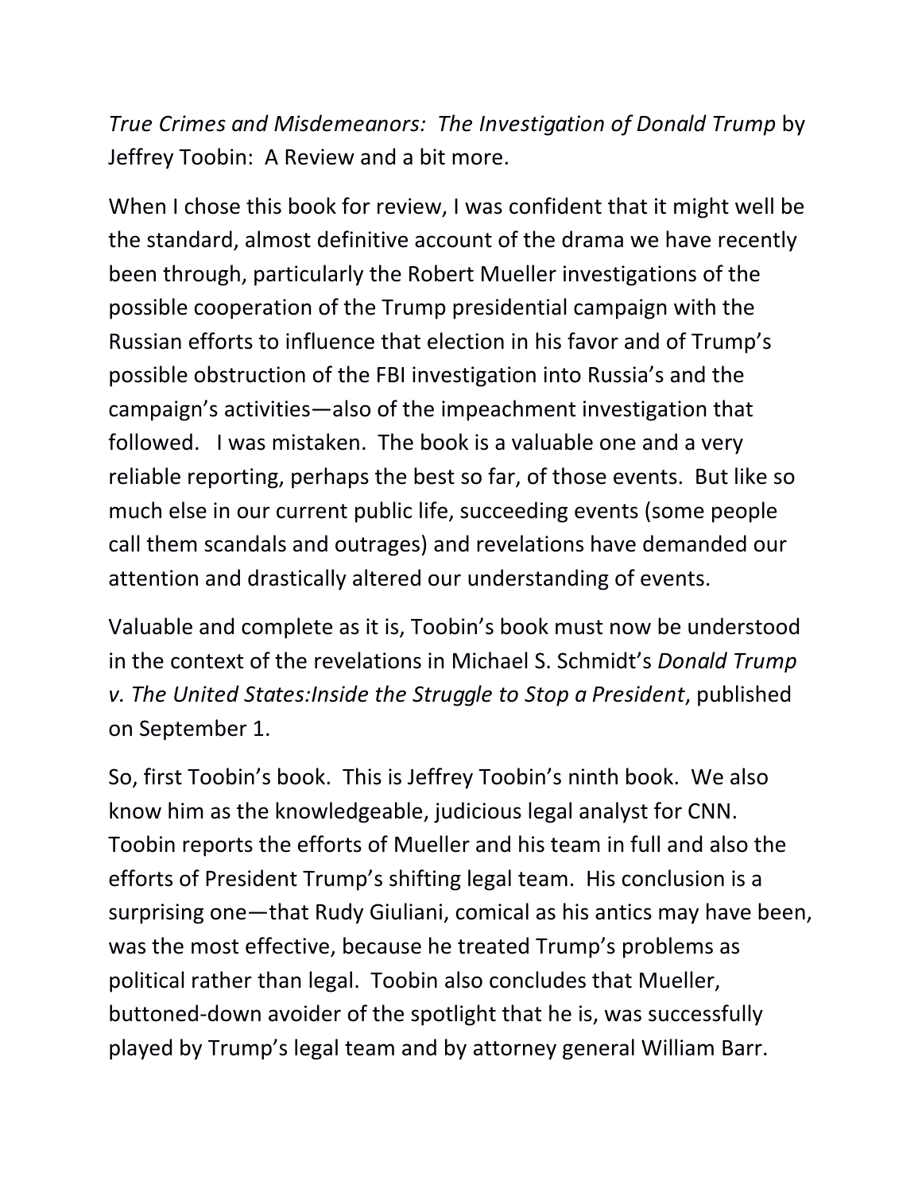*True Crimes and Misdemeanors: The Investigation of Donald Trump* by Jeffrey Toobin: A Review and a bit more.

When I chose this book for review, I was confident that it might well be the standard, almost definitive account of the drama we have recently been through, particularly the Robert Mueller investigations of the possible cooperation of the Trump presidential campaign with the Russian efforts to influence that election in his favor and of Trump's possible obstruction of the FBI investigation into Russia's and the campaign's activities—also of the impeachment investigation that followed. I was mistaken. The book is a valuable one and a very reliable reporting, perhaps the best so far, of those events. But like so much else in our current public life, succeeding events (some people call them scandals and outrages) and revelations have demanded our attention and drastically altered our understanding of events.

Valuable and complete as it is, Toobin's book must now be understood in the context of the revelations in Michael S. Schmidt's *Donald Trump v. The United States:Inside the Struggle to Stop a President*, published on September 1.

So, first Toobin's book. This is Jeffrey Toobin's ninth book. We also know him as the knowledgeable, judicious legal analyst for CNN. Toobin reports the efforts of Mueller and his team in full and also the efforts of President Trump's shifting legal team. His conclusion is a surprising one—that Rudy Giuliani, comical as his antics may have been, was the most effective, because he treated Trump's problems as political rather than legal. Toobin also concludes that Mueller, buttoned-down avoider of the spotlight that he is, was successfully played by Trump's legal team and by attorney general William Barr.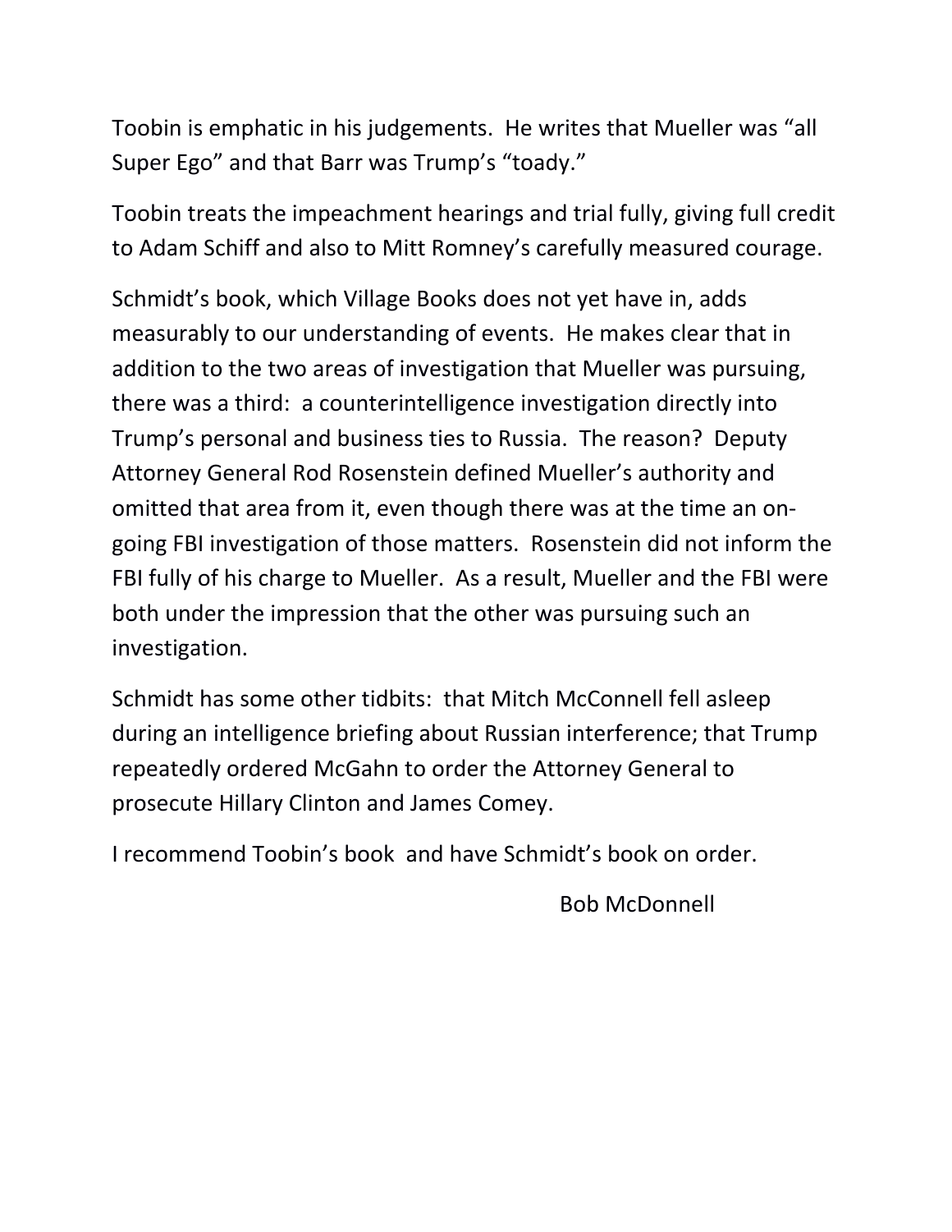Toobin is emphatic in his judgements. He writes that Mueller was "all Super Ego" and that Barr was Trump's "toady."

Toobin treats the impeachment hearings and trial fully, giving full credit to Adam Schiff and also to Mitt Romney's carefully measured courage.

Schmidt's book, which Village Books does not yet have in, adds measurably to our understanding of events. He makes clear that in addition to the two areas of investigation that Mueller was pursuing, there was a third: a counterintelligence investigation directly into Trump's personal and business ties to Russia. The reason? Deputy Attorney General Rod Rosenstein defined Mueller's authority and omitted that area from it, even though there was at the time an on-going FBI investigation of those matters. Rosenstein did not inform the FBI fully of his charge to Mueller. As a result, Mueller and the FBI were both under the impression that the other was pursuing such an investigation.

Schmidt has some other tidbits: that Mitch McConnell fell asleep during an intelligence briefing about Russian interference; that Trump repeatedly ordered McGahn to order the Attorney General to prosecute Hillary Clinton and James Comey.

I recommend Toobin's book and have Schmidt's book on order.

Bob McDonnell